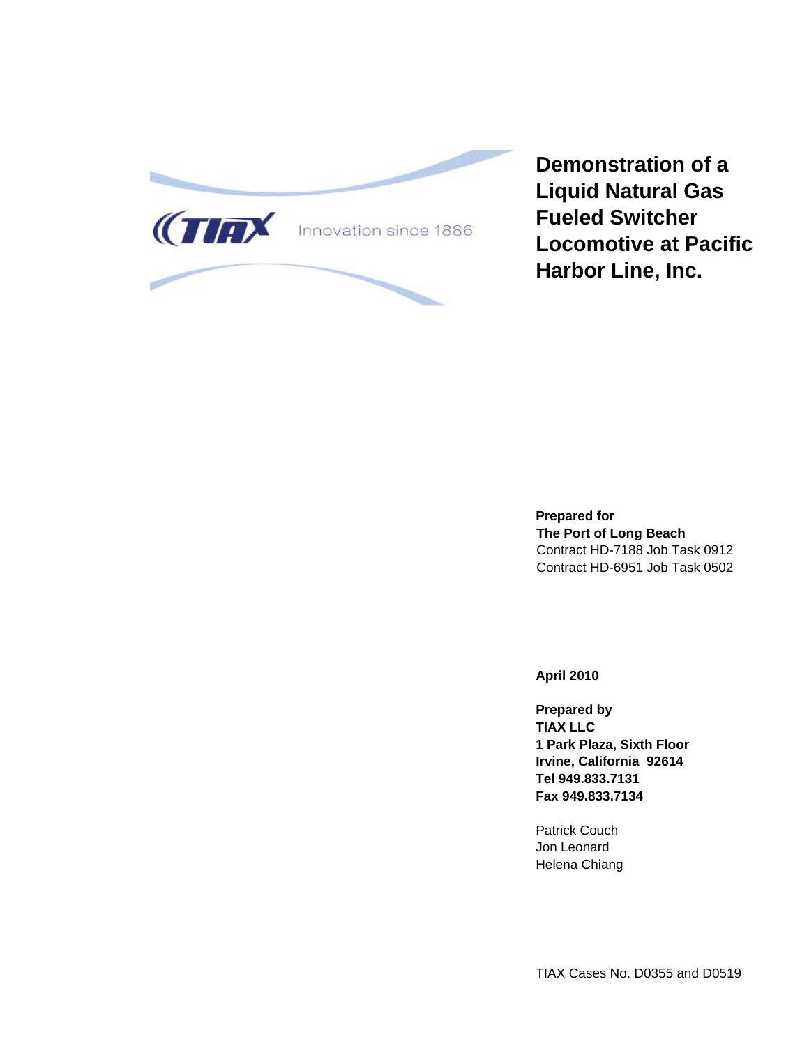TIAX Innovation since 1886

# Demonstration of a Liquid Natural Gas Fueled Switcher Locomotive at Pacific Harbor Line, Inc.

**Prepared for**
**The Port of Long Beach**
Contract HD-7188 Job Task 0912
Contract HD-6951 Job Task 0502

**April 2010**

**Prepared by**
**TIAX LLC**
**1 Park Plaza, Sixth Floor**
**Irvine, California 92614**
**Tel 949.833.7131**
**Fax 949.833.7134**

Patrick Couch
Jon Leonard
Helena Chiang

TIAX Cases No. D0355 and D0519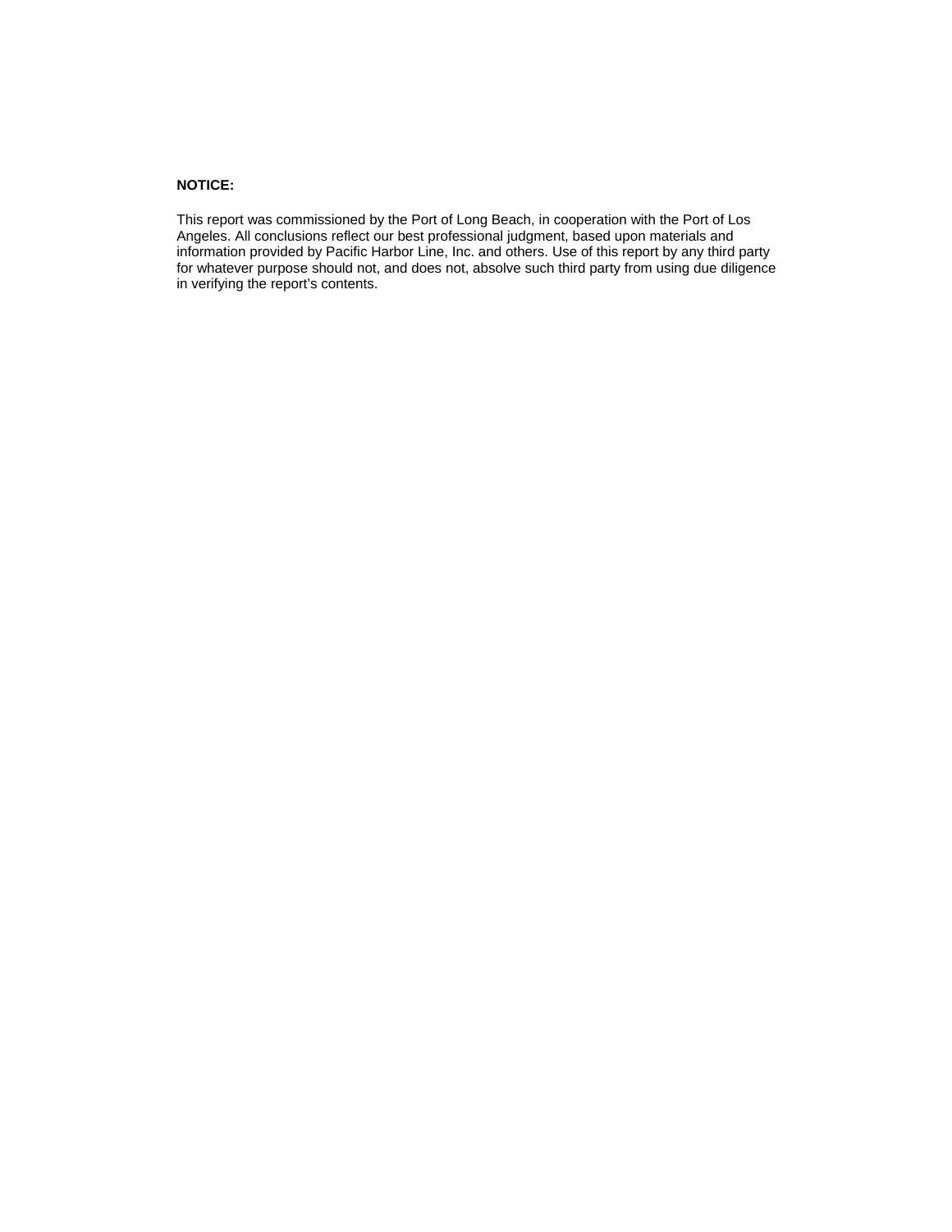**NOTICE:**

This report was commissioned by the Port of Long Beach, in cooperation with the Port of Los Angeles. All conclusions reflect our best professional judgment, based upon materials and information provided by Pacific Harbor Line, Inc. and others. Use of this report by any third party for whatever purpose should not, and does not, absolve such third party from using due diligence in verifying the report's contents.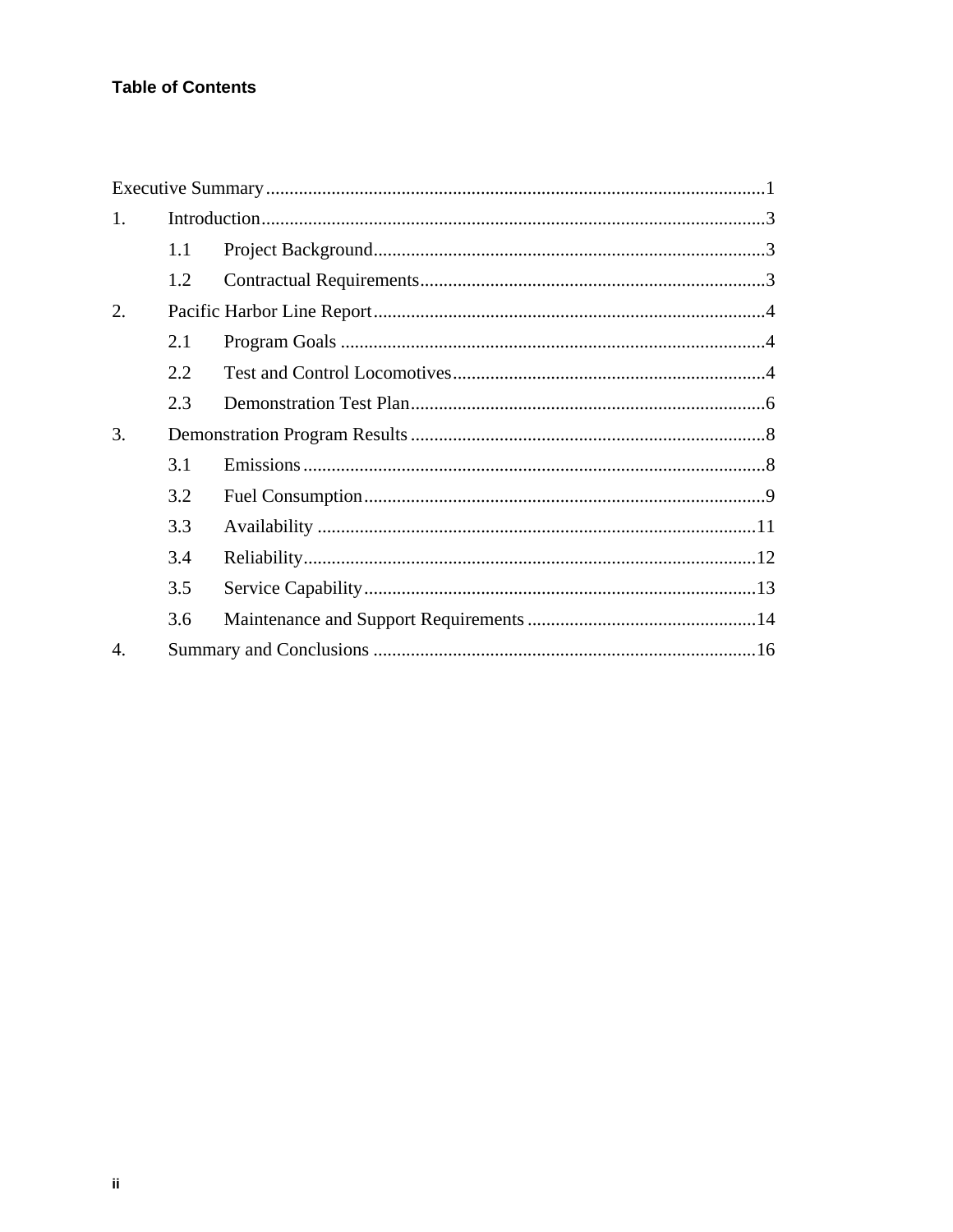**Table of Contents**

Executive Summary ........................................................................................................ 1

1. Introduction ........................................................................................................ 3
   - 1.1 Project Background ........................................................................................ 3
   - 1.2 Contractual Requirements .............................................................................. 3
2. Pacific Harbor Line Report ................................................................................... 4
   - 2.1 Program Goals ............................................................................................... 4
   - 2.2 Test and Control Locomotives ......................................................................... 4
   - 2.3 Demonstration Test Plan ................................................................................. 6
3. Demonstration Program Results ........................................................................... 8
   - 3.1 Emissions ...................................................................................................... 8
   - 3.2 Fuel Consumption .......................................................................................... 9
   - 3.3 Availability ................................................................................................... 11
   - 3.4 Reliability ..................................................................................................... 12
   - 3.5 Service Capability ......................................................................................... 13
   - 3.6 Maintenance and Support Requirements ........................................................ 14
4. Summary and Conclusions ................................................................................. 16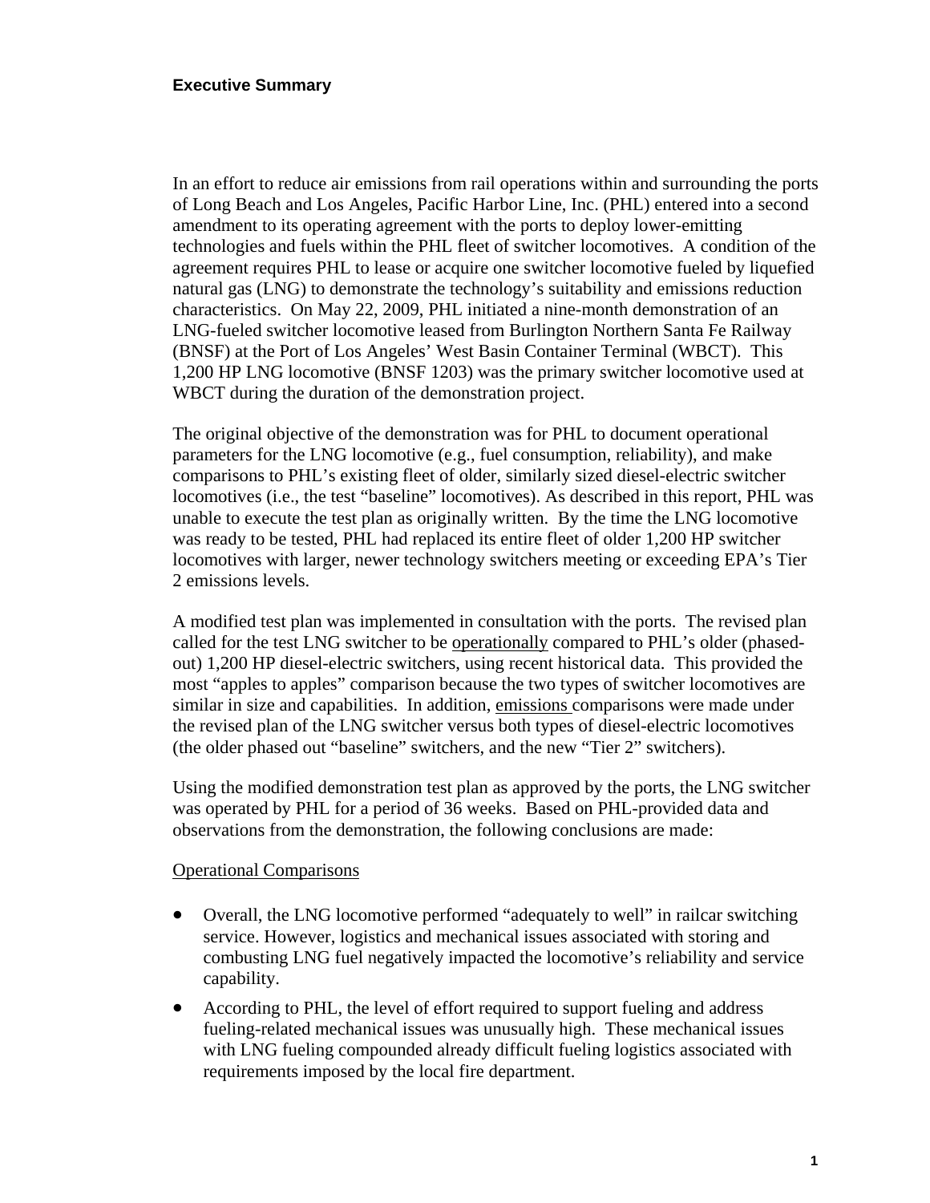## Executive Summary

In an effort to reduce air emissions from rail operations within and surrounding the ports of Long Beach and Los Angeles, Pacific Harbor Line, Inc. (PHL) entered into a second amendment to its operating agreement with the ports to deploy lower-emitting technologies and fuels within the PHL fleet of switcher locomotives. A condition of the agreement requires PHL to lease or acquire one switcher locomotive fueled by liquefied natural gas (LNG) to demonstrate the technology's suitability and emissions reduction characteristics. On May 22, 2009, PHL initiated a nine-month demonstration of an LNG-fueled switcher locomotive leased from Burlington Northern Santa Fe Railway (BNSF) at the Port of Los Angeles' West Basin Container Terminal (WBCT). This 1,200 HP LNG locomotive (BNSF 1203) was the primary switcher locomotive used at WBCT during the duration of the demonstration project.

The original objective of the demonstration was for PHL to document operational parameters for the LNG locomotive (e.g., fuel consumption, reliability), and make comparisons to PHL's existing fleet of older, similarly sized diesel-electric switcher locomotives (i.e., the test "baseline" locomotives). As described in this report, PHL was unable to execute the test plan as originally written. By the time the LNG locomotive was ready to be tested, PHL had replaced its entire fleet of older 1,200 HP switcher locomotives with larger, newer technology switchers meeting or exceeding EPA's Tier 2 emissions levels.

A modified test plan was implemented in consultation with the ports. The revised plan called for the test LNG switcher to be operationally compared to PHL's older (phased-out) 1,200 HP diesel-electric switchers, using recent historical data. This provided the most "apples to apples" comparison because the two types of switcher locomotives are similar in size and capabilities. In addition, emissions comparisons were made under the revised plan of the LNG switcher versus both types of diesel-electric locomotives (the older phased out "baseline" switchers, and the new "Tier 2" switchers).

Using the modified demonstration test plan as approved by the ports, the LNG switcher was operated by PHL for a period of 36 weeks. Based on PHL-provided data and observations from the demonstration, the following conclusions are made:

Operational Comparisons

- Overall, the LNG locomotive performed "adequately to well" in railcar switching service. However, logistics and mechanical issues associated with storing and combusting LNG fuel negatively impacted the locomotive's reliability and service capability.
- According to PHL, the level of effort required to support fueling and address fueling-related mechanical issues was unusually high. These mechanical issues with LNG fueling compounded already difficult fueling logistics associated with requirements imposed by the local fire department.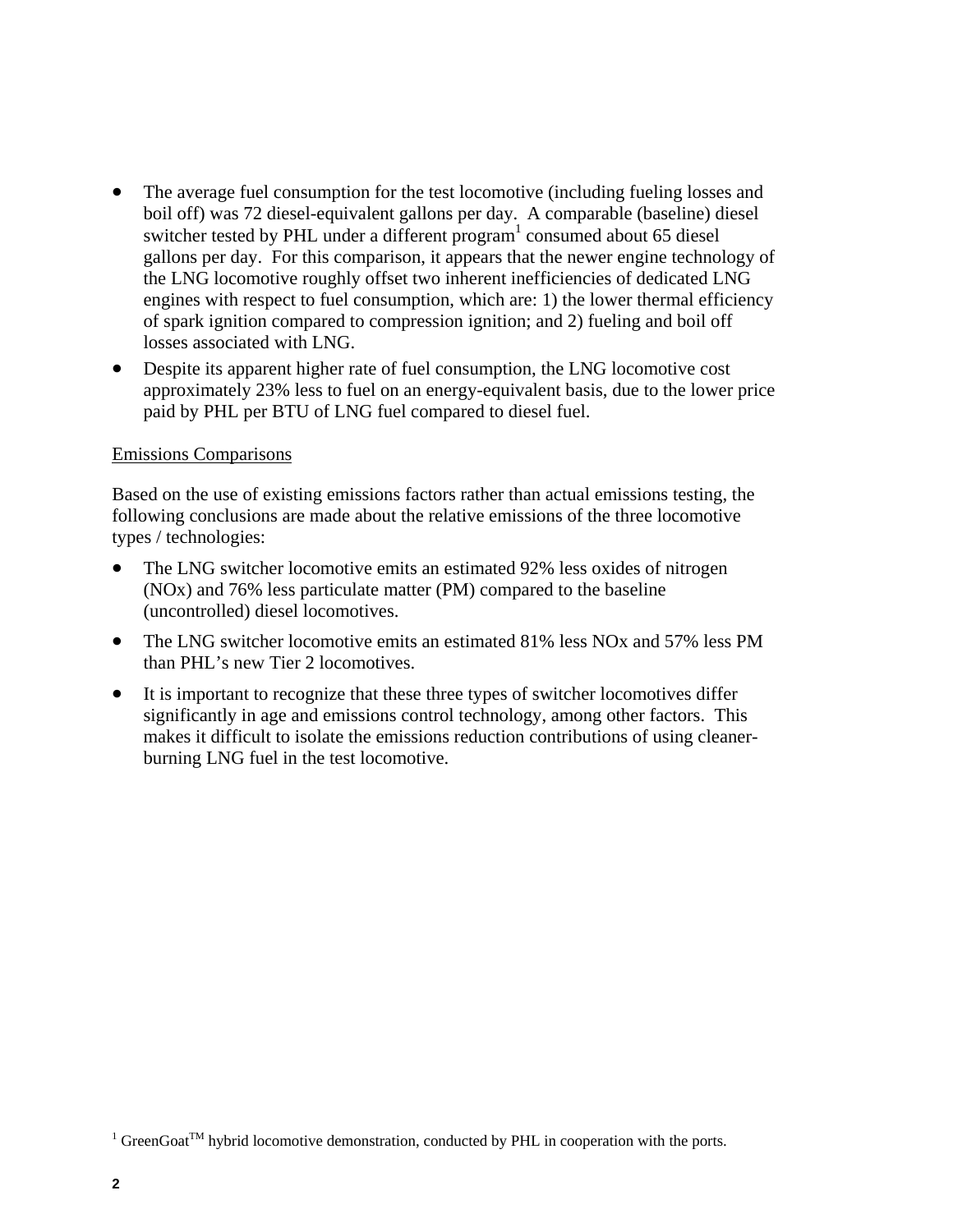- The average fuel consumption for the test locomotive (including fueling losses and boil off) was 72 diesel-equivalent gallons per day. A comparable (baseline) diesel switcher tested by PHL under a different program[1] consumed about 65 diesel gallons per day. For this comparison, it appears that the newer engine technology of the LNG locomotive roughly offset two inherent inefficiencies of dedicated LNG engines with respect to fuel consumption, which are: 1) the lower thermal efficiency of spark ignition compared to compression ignition; and 2) fueling and boil off losses associated with LNG.
- Despite its apparent higher rate of fuel consumption, the LNG locomotive cost approximately 23% less to fuel on an energy-equivalent basis, due to the lower price paid by PHL per BTU of LNG fuel compared to diesel fuel.

<u>Emissions Comparisons</u>

Based on the use of existing emissions factors rather than actual emissions testing, the following conclusions are made about the relative emissions of the three locomotive types / technologies:

- The LNG switcher locomotive emits an estimated 92% less oxides of nitrogen (NOx) and 76% less particulate matter (PM) compared to the baseline (uncontrolled) diesel locomotives.
- The LNG switcher locomotive emits an estimated 81% less NOx and 57% less PM than PHL's new Tier 2 locomotives.
- It is important to recognize that these three types of switcher locomotives differ significantly in age and emissions control technology, among other factors. This makes it difficult to isolate the emissions reduction contributions of using cleaner-burning LNG fuel in the test locomotive.

[1] GreenGoat™ hybrid locomotive demonstration, conducted by PHL in cooperation with the ports.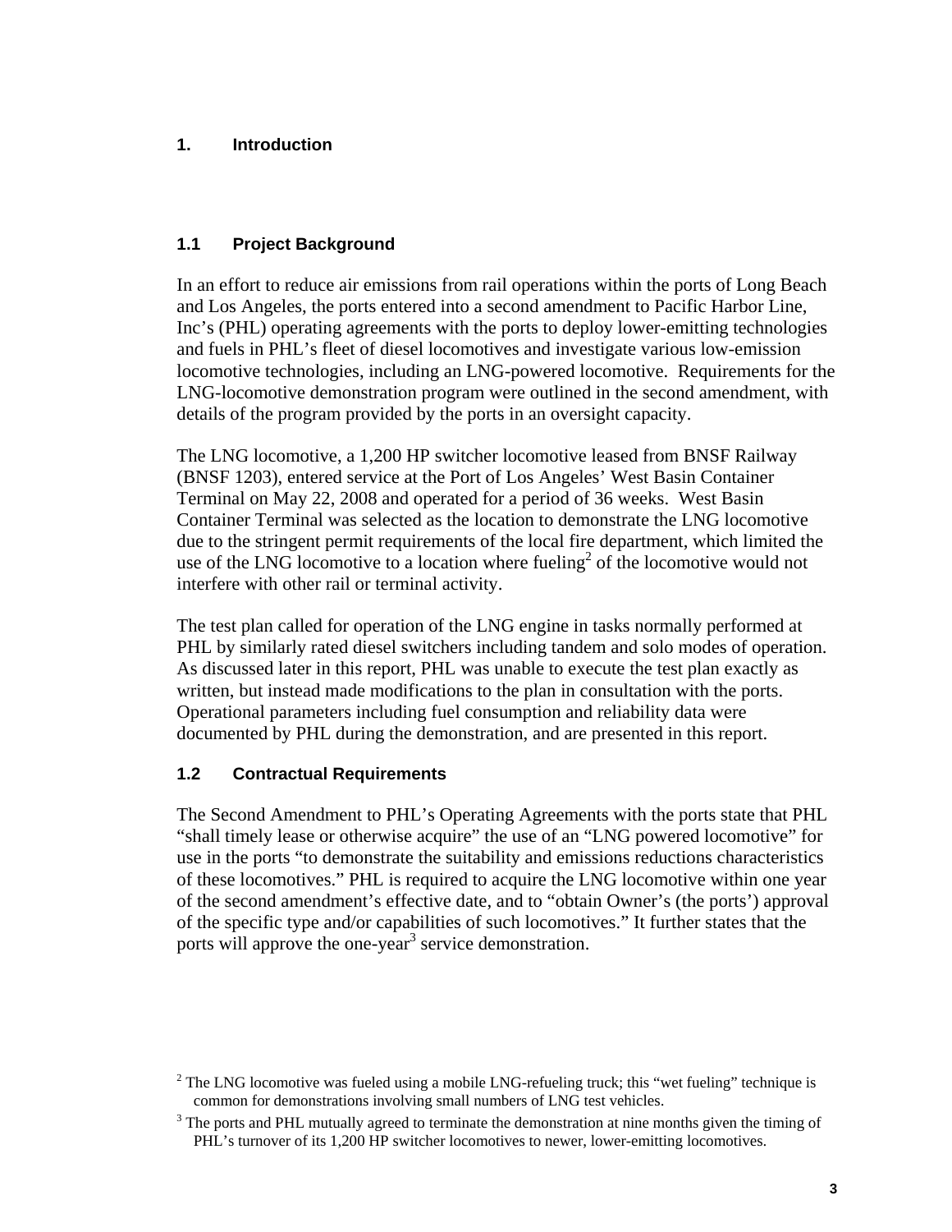# 1. Introduction

## 1.1 Project Background

In an effort to reduce air emissions from rail operations within the ports of Long Beach and Los Angeles, the ports entered into a second amendment to Pacific Harbor Line, Inc's (PHL) operating agreements with the ports to deploy lower-emitting technologies and fuels in PHL's fleet of diesel locomotives and investigate various low-emission locomotive technologies, including an LNG-powered locomotive. Requirements for the LNG-locomotive demonstration program were outlined in the second amendment, with details of the program provided by the ports in an oversight capacity.

The LNG locomotive, a 1,200 HP switcher locomotive leased from BNSF Railway (BNSF 1203), entered service at the Port of Los Angeles' West Basin Container Terminal on May 22, 2008 and operated for a period of 36 weeks. West Basin Container Terminal was selected as the location to demonstrate the LNG locomotive due to the stringent permit requirements of the local fire department, which limited the use of the LNG locomotive to a location where fueling[2] of the locomotive would not interfere with other rail or terminal activity.

The test plan called for operation of the LNG engine in tasks normally performed at PHL by similarly rated diesel switchers including tandem and solo modes of operation. As discussed later in this report, PHL was unable to execute the test plan exactly as written, but instead made modifications to the plan in consultation with the ports. Operational parameters including fuel consumption and reliability data were documented by PHL during the demonstration, and are presented in this report.

## 1.2 Contractual Requirements

The Second Amendment to PHL's Operating Agreements with the ports state that PHL "shall timely lease or otherwise acquire" the use of an "LNG powered locomotive" for use in the ports "to demonstrate the suitability and emissions reductions characteristics of these locomotives." PHL is required to acquire the LNG locomotive within one year of the second amendment's effective date, and to "obtain Owner's (the ports') approval of the specific type and/or capabilities of such locomotives." It further states that the ports will approve the one-year[3] service demonstration.

[2] The LNG locomotive was fueled using a mobile LNG-refueling truck; this "wet fueling" technique is common for demonstrations involving small numbers of LNG test vehicles.

[3] The ports and PHL mutually agreed to terminate the demonstration at nine months given the timing of PHL's turnover of its 1,200 HP switcher locomotives to newer, lower-emitting locomotives.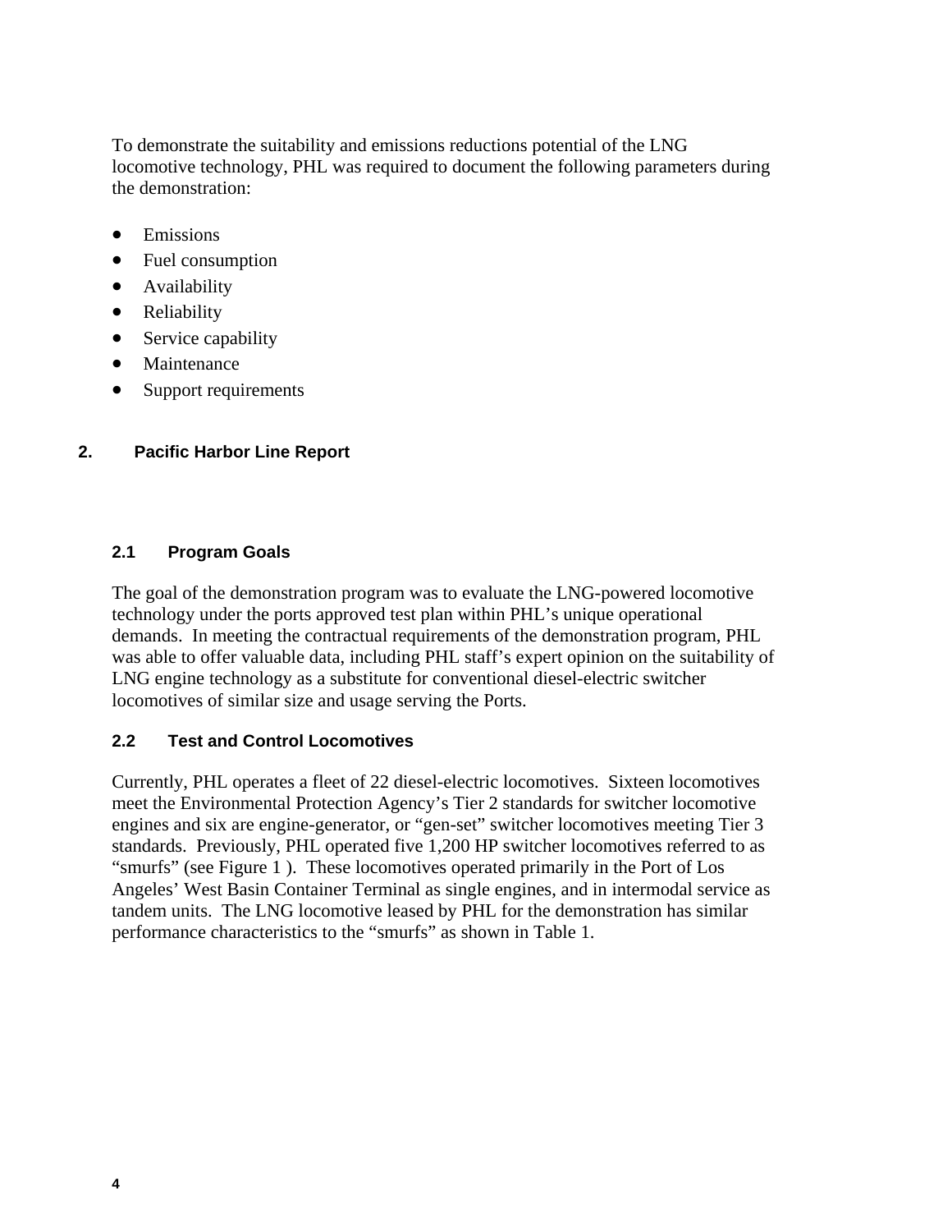To demonstrate the suitability and emissions reductions potential of the LNG locomotive technology, PHL was required to document the following parameters during the demonstration:

- Emissions
- Fuel consumption
- Availability
- Reliability
- Service capability
- Maintenance
- Support requirements

## 2. Pacific Harbor Line Report

### 2.1 Program Goals

The goal of the demonstration program was to evaluate the LNG-powered locomotive technology under the ports approved test plan within PHL's unique operational demands. In meeting the contractual requirements of the demonstration program, PHL was able to offer valuable data, including PHL staff's expert opinion on the suitability of LNG engine technology as a substitute for conventional diesel-electric switcher locomotives of similar size and usage serving the Ports.

### 2.2 Test and Control Locomotives

Currently, PHL operates a fleet of 22 diesel-electric locomotives. Sixteen locomotives meet the Environmental Protection Agency's Tier 2 standards for switcher locomotive engines and six are engine-generator, or "gen-set" switcher locomotives meeting Tier 3 standards. Previously, PHL operated five 1,200 HP switcher locomotives referred to as "smurfs" (see Figure 1 ). These locomotives operated primarily in the Port of Los Angeles' West Basin Container Terminal as single engines, and in intermodal service as tandem units. The LNG locomotive leased by PHL for the demonstration has similar performance characteristics to the "smurfs" as shown in Table 1.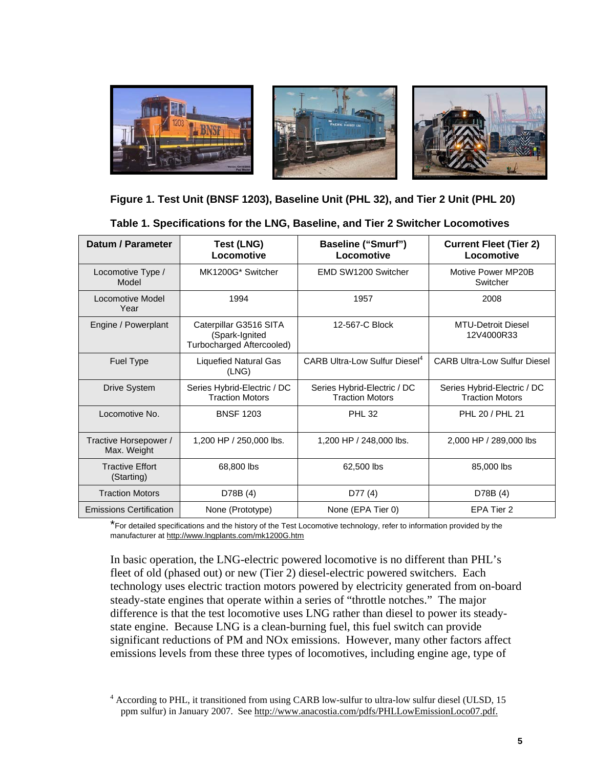**Figure 1. Test Unit (BNSF 1203), Baseline Unit (PHL 32), and Tier 2 Unit (PHL 20)**

**Table 1. Specifications for the LNG, Baseline, and Tier 2 Switcher Locomotives**

| Datum / Parameter | Test (LNG) Locomotive | Baseline ("Smurf") Locomotive | Current Fleet (Tier 2) Locomotive |
|---|---|---|---|
| Locomotive Type / Model | MK1200G* Switcher | EMD SW1200 Switcher | Motive Power MP20B Switcher |
| Locomotive Model Year | 1994 | 1957 | 2008 |
| Engine / Powerplant | Caterpillar G3516 SITA (Spark-Ignited Turbocharged Aftercooled) | 12-567-C Block | MTU-Detroit Diesel 12V4000R33 |
| Fuel Type | Liquefied Natural Gas (LNG) | CARB Ultra-Low Sulfur Diesel[4] | CARB Ultra-Low Sulfur Diesel |
| Drive System | Series Hybrid-Electric / DC Traction Motors | Series Hybrid-Electric / DC Traction Motors | Series Hybrid-Electric / DC Traction Motors |
| Locomotive No. | BNSF 1203 | PHL 32 | PHL 20 / PHL 21 |
| Tractive Horsepower / Max. Weight | 1,200 HP / 250,000 lbs. | 1,200 HP / 248,000 lbs. | 2,000 HP / 289,000 lbs |
| Tractive Effort (Starting) | 68,800 lbs | 62,500 lbs | 85,000 lbs |
| Traction Motors | D78B (4) | D77 (4) | D78B (4) |
| Emissions Certification | None (Prototype) | None (EPA Tier 0) | EPA Tier 2 |

*For detailed specifications and the history of the Test Locomotive technology, refer to information provided by the manufacturer at http://www.lngplants.com/mk1200G.htm

In basic operation, the LNG-electric powered locomotive is no different than PHL's fleet of old (phased out) or new (Tier 2) diesel-electric powered switchers. Each technology uses electric traction motors powered by electricity generated from on-board steady-state engines that operate within a series of "throttle notches." The major difference is that the test locomotive uses LNG rather than diesel to power its steady-state engine. Because LNG is a clean-burning fuel, this fuel switch can provide significant reductions of PM and NOx emissions. However, many other factors affect emissions levels from these three types of locomotives, including engine age, type of

[4] According to PHL, it transitioned from using CARB low-sulfur to ultra-low sulfur diesel (ULSD, 15 ppm sulfur) in January 2007. See http://www.anacostia.com/pdfs/PHLLowEmissionLoco07.pdf.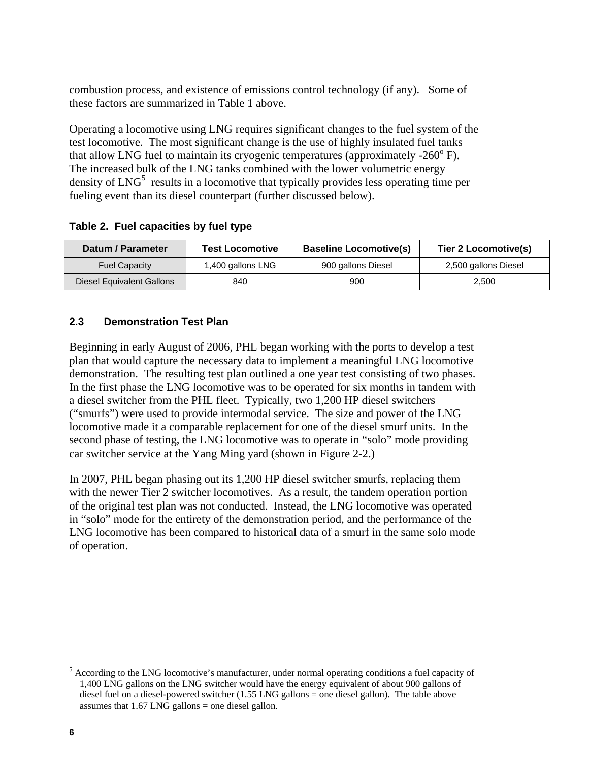combustion process, and existence of emissions control technology (if any). Some of these factors are summarized in Table 1 above.

Operating a locomotive using LNG requires significant changes to the fuel system of the test locomotive. The most significant change is the use of highly insulated fuel tanks that allow LNG fuel to maintain its cryogenic temperatures (approximately -260$^{o}$ F). The increased bulk of the LNG tanks combined with the lower volumetric energy density of LNG[5] results in a locomotive that typically provides less operating time per fueling event than its diesel counterpart (further discussed below).

**Table 2. Fuel capacities by fuel type**

| Datum / Parameter | Test Locomotive | Baseline Locomotive(s) | Tier 2 Locomotive(s) |
|---|---|---|---|
| Fuel Capacity | 1,400 gallons LNG | 900 gallons Diesel | 2,500 gallons Diesel |
| Diesel Equivalent Gallons | 840 | 900 | 2,500 |

### 2.3 Demonstration Test Plan

Beginning in early August of 2006, PHL began working with the ports to develop a test plan that would capture the necessary data to implement a meaningful LNG locomotive demonstration. The resulting test plan outlined a one year test consisting of two phases. In the first phase the LNG locomotive was to be operated for six months in tandem with a diesel switcher from the PHL fleet. Typically, two 1,200 HP diesel switchers ("smurfs") were used to provide intermodal service. The size and power of the LNG locomotive made it a comparable replacement for one of the diesel smurf units. In the second phase of testing, the LNG locomotive was to operate in "solo" mode providing car switcher service at the Yang Ming yard (shown in Figure 2-2.)

In 2007, PHL began phasing out its 1,200 HP diesel switcher smurfs, replacing them with the newer Tier 2 switcher locomotives. As a result, the tandem operation portion of the original test plan was not conducted. Instead, the LNG locomotive was operated in "solo" mode for the entirety of the demonstration period, and the performance of the LNG locomotive has been compared to historical data of a smurf in the same solo mode of operation.

[5] According to the LNG locomotive's manufacturer, under normal operating conditions a fuel capacity of 1,400 LNG gallons on the LNG switcher would have the energy equivalent of about 900 gallons of diesel fuel on a diesel-powered switcher (1.55 LNG gallons = one diesel gallon). The table above assumes that 1.67 LNG gallons = one diesel gallon.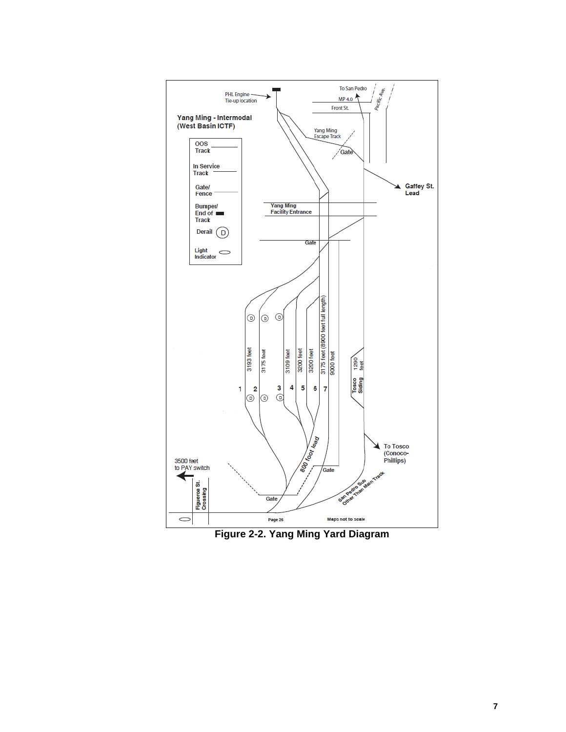Yang Ming - Intermodal (West Basin ICTF)

OOS Track

In Service Track

Gate/ Fence

Bumper/ End of Track

Derail (D)

Light Indicator

PHL Engine Tie-up location

To San Pedro

MP 4.0

Front St.

Pacific Ave.

Yang Ming Escape Track

Gate

Gaffey St. Lead

Yang Ming Facility Entrance

Gate

3193 feet

3175 feet

3109 feet

3200 feet

3200 feet

3175 feet (8900 feet full length)

9000 feet

1290 feet

Tosco Siding

1 2 3 4 5 6 7

800 foot lead

To Tosco (Conoco-Phillips)

3500 feet to PAY switch

Figueroa St. Crossing

Gate

Gate

San Pedro Sub Other Than Main Track

Page 26

Maps not to scale

**Figure 2-2. Yang Ming Yard Diagram**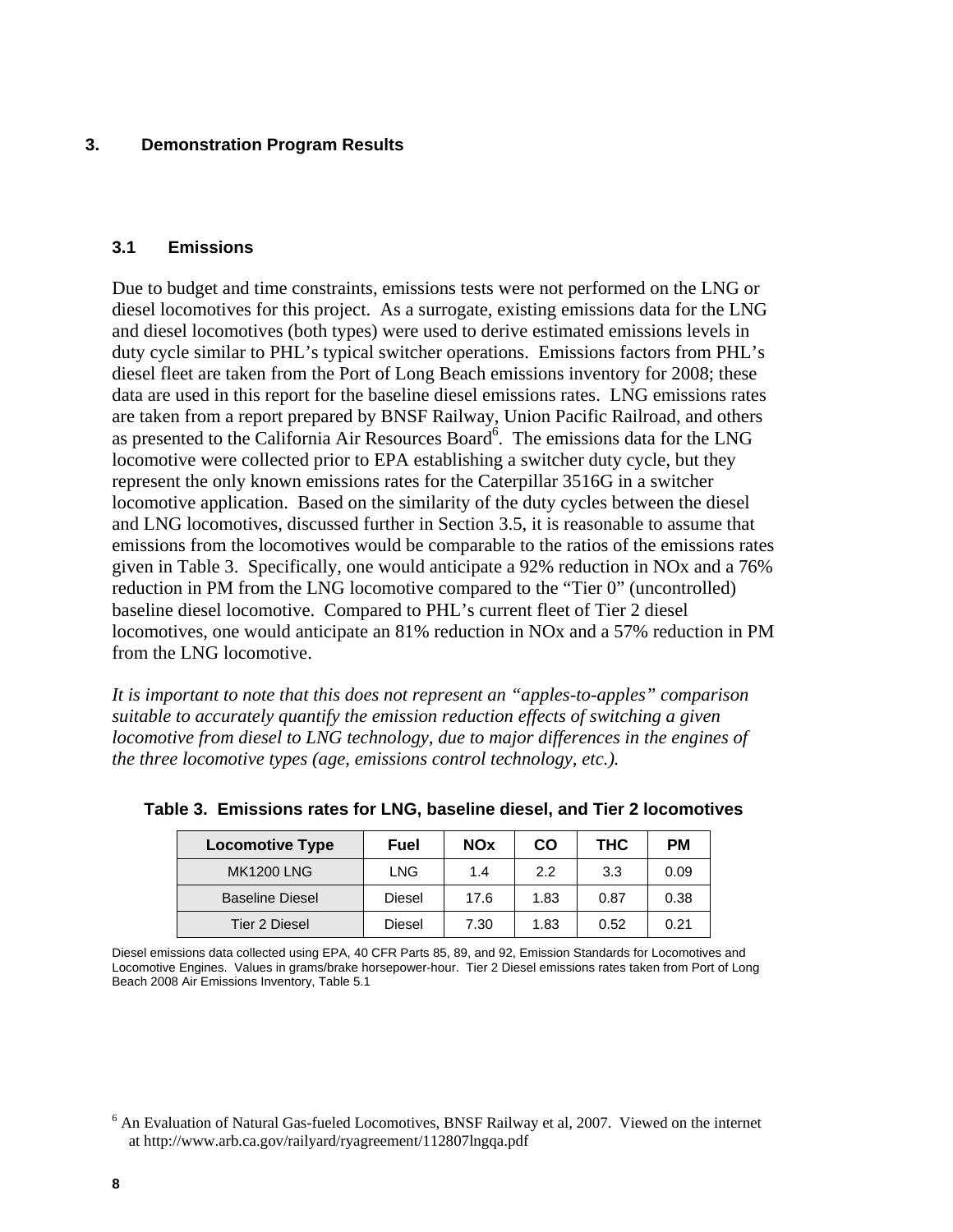# 3. Demonstration Program Results

## 3.1 Emissions

Due to budget and time constraints, emissions tests were not performed on the LNG or diesel locomotives for this project. As a surrogate, existing emissions data for the LNG and diesel locomotives (both types) were used to derive estimated emissions levels in duty cycle similar to PHL's typical switcher operations. Emissions factors from PHL's diesel fleet are taken from the Port of Long Beach emissions inventory for 2008; these data are used in this report for the baseline diesel emissions rates. LNG emissions rates are taken from a report prepared by BNSF Railway, Union Pacific Railroad, and others as presented to the California Air Resources Board[6]. The emissions data for the LNG locomotive were collected prior to EPA establishing a switcher duty cycle, but they represent the only known emissions rates for the Caterpillar 3516G in a switcher locomotive application. Based on the similarity of the duty cycles between the diesel and LNG locomotives, discussed further in Section 3.5, it is reasonable to assume that emissions from the locomotives would be comparable to the ratios of the emissions rates given in Table 3. Specifically, one would anticipate a 92% reduction in NOx and a 76% reduction in PM from the LNG locomotive compared to the "Tier 0" (uncontrolled) baseline diesel locomotive. Compared to PHL's current fleet of Tier 2 diesel locomotives, one would anticipate an 81% reduction in NOx and a 57% reduction in PM from the LNG locomotive.

*It is important to note that this does not represent an "apples-to-apples" comparison suitable to accurately quantify the emission reduction effects of switching a given locomotive from diesel to LNG technology, due to major differences in the engines of the three locomotive types (age, emissions control technology, etc.).*

**Table 3. Emissions rates for LNG, baseline diesel, and Tier 2 locomotives**

| Locomotive Type | Fuel | NOx | CO | THC | PM |
|---|---|---|---|---|---|
| MK1200 LNG | LNG | 1.4 | 2.2 | 3.3 | 0.09 |
| Baseline Diesel | Diesel | 17.6 | 1.83 | 0.87 | 0.38 |
| Tier 2 Diesel | Diesel | 7.30 | 1.83 | 0.52 | 0.21 |

Diesel emissions data collected using EPA, 40 CFR Parts 85, 89, and 92, Emission Standards for Locomotives and Locomotive Engines. Values in grams/brake horsepower-hour. Tier 2 Diesel emissions rates taken from Port of Long Beach 2008 Air Emissions Inventory, Table 5.1

[6] An Evaluation of Natural Gas-fueled Locomotives, BNSF Railway et al, 2007. Viewed on the internet at http://www.arb.ca.gov/railyard/ryagreement/112807lngqa.pdf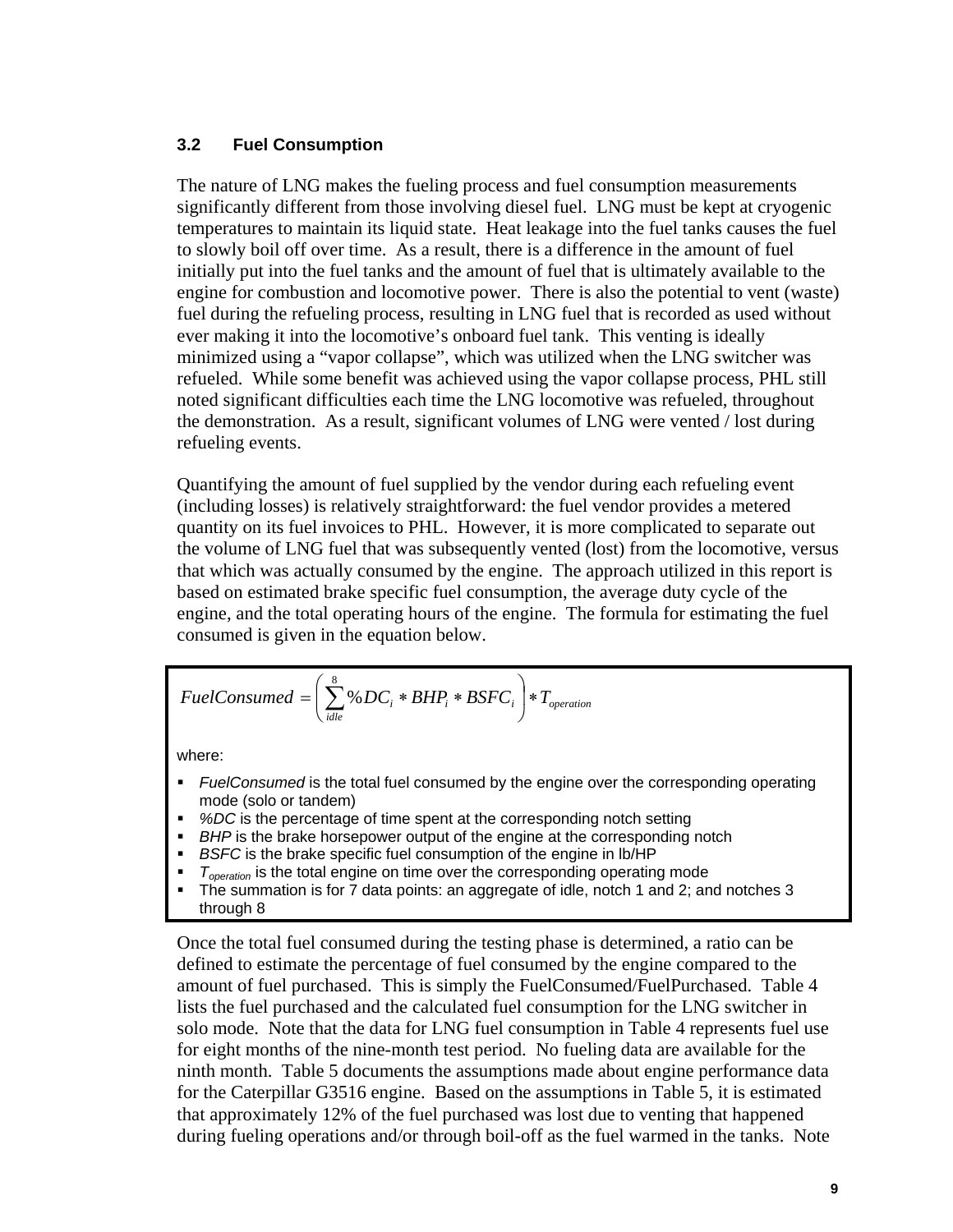### 3.2 Fuel Consumption

The nature of LNG makes the fueling process and fuel consumption measurements significantly different from those involving diesel fuel. LNG must be kept at cryogenic temperatures to maintain its liquid state. Heat leakage into the fuel tanks causes the fuel to slowly boil off over time. As a result, there is a difference in the amount of fuel initially put into the fuel tanks and the amount of fuel that is ultimately available to the engine for combustion and locomotive power. There is also the potential to vent (waste) fuel during the refueling process, resulting in LNG fuel that is recorded as used without ever making it into the locomotive's onboard fuel tank. This venting is ideally minimized using a "vapor collapse", which was utilized when the LNG switcher was refueled. While some benefit was achieved using the vapor collapse process, PHL still noted significant difficulties each time the LNG locomotive was refueled, throughout the demonstration. As a result, significant volumes of LNG were vented / lost during refueling events.

Quantifying the amount of fuel supplied by the vendor during each refueling event (including losses) is relatively straightforward: the fuel vendor provides a metered quantity on its fuel invoices to PHL. However, it is more complicated to separate out the volume of LNG fuel that was subsequently vented (lost) from the locomotive, versus that which was actually consumed by the engine. The approach utilized in this report is based on estimated brake specific fuel consumption, the average duty cycle of the engine, and the total operating hours of the engine. The formula for estimating the fuel consumed is given in the equation below.

$$FuelConsumed = \left( \sum_{idle}^{8} \%DC_i * BHP_i * BSFC_i \right) * T_{operation}$$

where:

- *FuelConsumed* is the total fuel consumed by the engine over the corresponding operating mode (solo or tandem)
- *%DC* is the percentage of time spent at the corresponding notch setting
- *BHP* is the brake horsepower output of the engine at the corresponding notch
- *BSFC* is the brake specific fuel consumption of the engine in lb/HP
- $T_{operation}$ is the total engine on time over the corresponding operating mode
- The summation is for 7 data points: an aggregate of idle, notch 1 and 2; and notches 3 through 8

Once the total fuel consumed during the testing phase is determined, a ratio can be defined to estimate the percentage of fuel consumed by the engine compared to the amount of fuel purchased. This is simply the FuelConsumed/FuelPurchased. Table 4 lists the fuel purchased and the calculated fuel consumption for the LNG switcher in solo mode. Note that the data for LNG fuel consumption in Table 4 represents fuel use for eight months of the nine-month test period. No fueling data are available for the ninth month. Table 5 documents the assumptions made about engine performance data for the Caterpillar G3516 engine. Based on the assumptions in Table 5, it is estimated that approximately 12% of the fuel purchased was lost due to venting that happened during fueling operations and/or through boil-off as the fuel warmed in the tanks. Note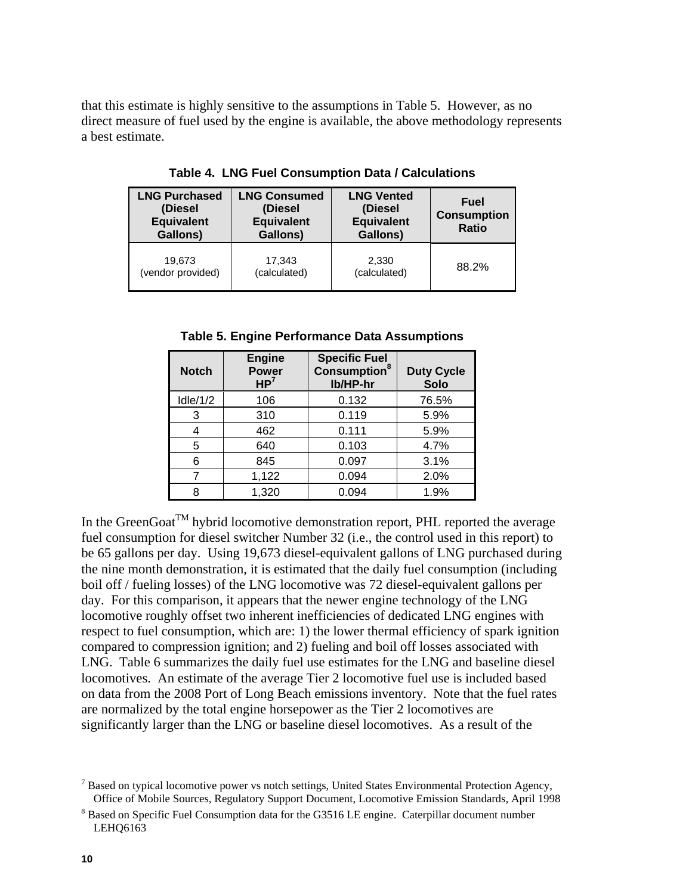that this estimate is highly sensitive to the assumptions in Table 5. However, as no direct measure of fuel used by the engine is available, the above methodology represents a best estimate.

**Table 4. LNG Fuel Consumption Data / Calculations**

| LNG Purchased (Diesel Equivalent Gallons) | LNG Consumed (Diesel Equivalent Gallons) | LNG Vented (Diesel Equivalent Gallons) | Fuel Consumption Ratio |
|---|---|---|---|
| 19,673 (vendor provided) | 17,343 (calculated) | 2,330 (calculated) | 88.2% |

**Table 5. Engine Performance Data Assumptions**

| Notch | Engine Power HP[7] | Specific Fuel Consumption[8] lb/HP-hr | Duty Cycle Solo |
|---|---|---|---|
| Idle/1/2 | 106 | 0.132 | 76.5% |
| 3 | 310 | 0.119 | 5.9% |
| 4 | 462 | 0.111 | 5.9% |
| 5 | 640 | 0.103 | 4.7% |
| 6 | 845 | 0.097 | 3.1% |
| 7 | 1,122 | 0.094 | 2.0% |
| 8 | 1,320 | 0.094 | 1.9% |

In the GreenGoat™ hybrid locomotive demonstration report, PHL reported the average fuel consumption for diesel switcher Number 32 (i.e., the control used in this report) to be 65 gallons per day. Using 19,673 diesel-equivalent gallons of LNG purchased during the nine month demonstration, it is estimated that the daily fuel consumption (including boil off / fueling losses) of the LNG locomotive was 72 diesel-equivalent gallons per day. For this comparison, it appears that the newer engine technology of the LNG locomotive roughly offset two inherent inefficiencies of dedicated LNG engines with respect to fuel consumption, which are: 1) the lower thermal efficiency of spark ignition compared to compression ignition; and 2) fueling and boil off losses associated with LNG. Table 6 summarizes the daily fuel use estimates for the LNG and baseline diesel locomotives. An estimate of the average Tier 2 locomotive fuel use is included based on data from the 2008 Port of Long Beach emissions inventory. Note that the fuel rates are normalized by the total engine horsepower as the Tier 2 locomotives are significantly larger than the LNG or baseline diesel locomotives. As a result of the

[7] Based on typical locomotive power vs notch settings, United States Environmental Protection Agency, Office of Mobile Sources, Regulatory Support Document, Locomotive Emission Standards, April 1998

[8] Based on Specific Fuel Consumption data for the G3516 LE engine. Caterpillar document number LEHQ6163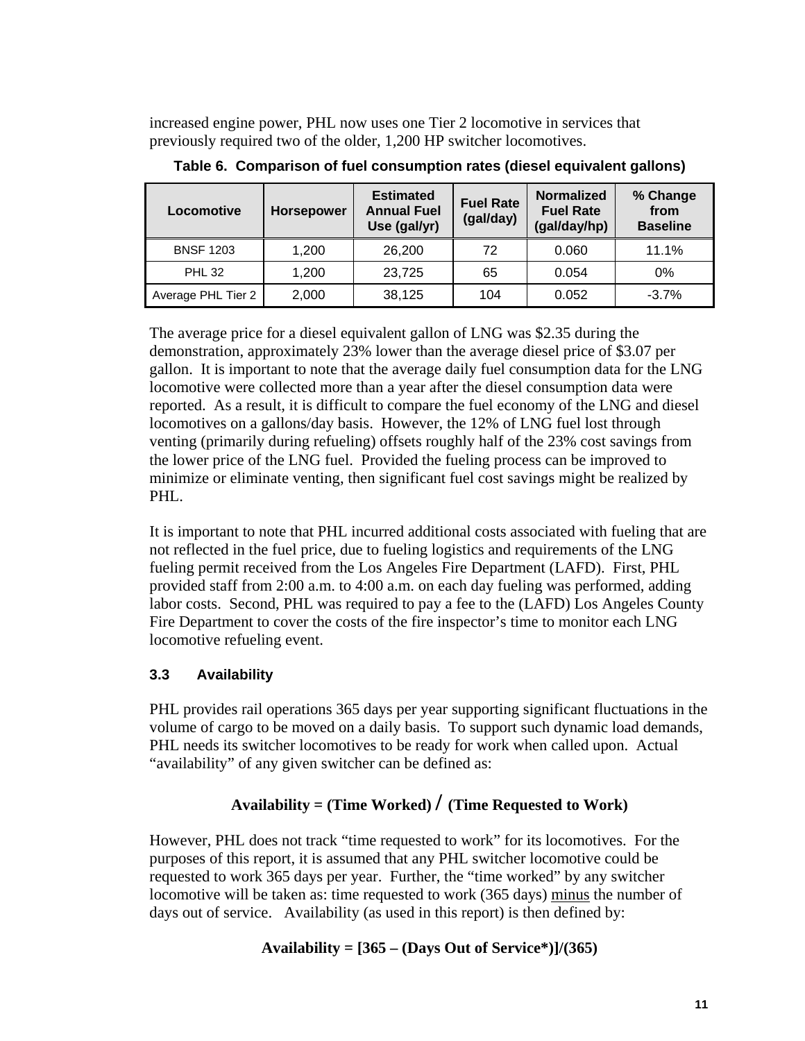increased engine power, PHL now uses one Tier 2 locomotive in services that previously required two of the older, 1,200 HP switcher locomotives.

**Table 6. Comparison of fuel consumption rates (diesel equivalent gallons)**

| Locomotive | Horsepower | Estimated Annual Fuel Use (gal/yr) | Fuel Rate (gal/day) | Normalized Fuel Rate (gal/day/hp) | % Change from Baseline |
|---|---|---|---|---|---|
| BNSF 1203 | 1,200 | 26,200 | 72 | 0.060 | 11.1% |
| PHL 32 | 1,200 | 23,725 | 65 | 0.054 | 0% |
| Average PHL Tier 2 | 2,000 | 38,125 | 104 | 0.052 | -3.7% |

The average price for a diesel equivalent gallon of LNG was $2.35 during the demonstration, approximately 23% lower than the average diesel price of $3.07 per gallon. It is important to note that the average daily fuel consumption data for the LNG locomotive were collected more than a year after the diesel consumption data were reported. As a result, it is difficult to compare the fuel economy of the LNG and diesel locomotives on a gallons/day basis. However, the 12% of LNG fuel lost through venting (primarily during refueling) offsets roughly half of the 23% cost savings from the lower price of the LNG fuel. Provided the fueling process can be improved to minimize or eliminate venting, then significant fuel cost savings might be realized by PHL.

It is important to note that PHL incurred additional costs associated with fueling that are not reflected in the fuel price, due to fueling logistics and requirements of the LNG fueling permit received from the Los Angeles Fire Department (LAFD). First, PHL provided staff from 2:00 a.m. to 4:00 a.m. on each day fueling was performed, adding labor costs. Second, PHL was required to pay a fee to the (LAFD) Los Angeles County Fire Department to cover the costs of the fire inspector's time to monitor each LNG locomotive refueling event.

### 3.3 Availability

PHL provides rail operations 365 days per year supporting significant fluctuations in the volume of cargo to be moved on a daily basis. To support such dynamic load demands, PHL needs its switcher locomotives to be ready for work when called upon. Actual "availability" of any given switcher can be defined as:

$$\textbf{Availability} = \textbf{(Time Worked)} \, / \, \textbf{(Time Requested to Work)}$$

However, PHL does not track "time requested to work" for its locomotives. For the purposes of this report, it is assumed that any PHL switcher locomotive could be requested to work 365 days per year. Further, the "time worked" by any switcher locomotive will be taken as: time requested to work (365 days) minus the number of days out of service. Availability (as used in this report) is then defined by:

$$\textbf{Availability} = \textbf{[365 – (Days Out of Service*)]/(365)}$$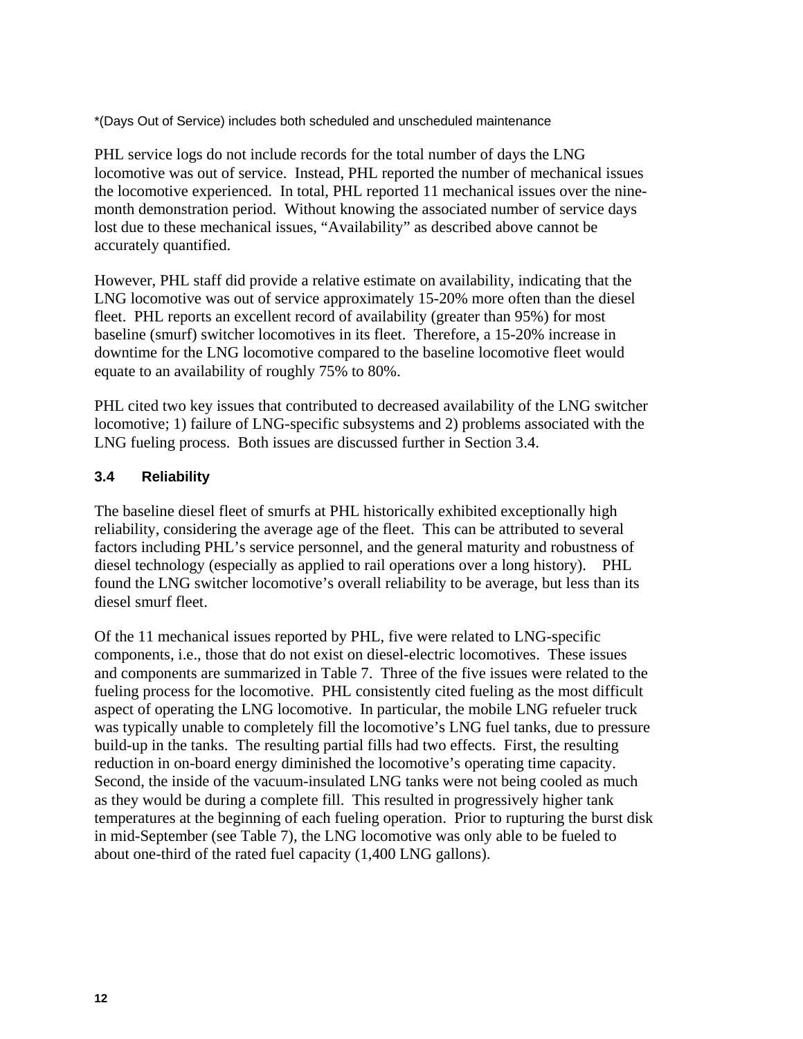*(Days Out of Service) includes both scheduled and unscheduled maintenance

PHL service logs do not include records for the total number of days the LNG locomotive was out of service. Instead, PHL reported the number of mechanical issues the locomotive experienced. In total, PHL reported 11 mechanical issues over the nine-month demonstration period. Without knowing the associated number of service days lost due to these mechanical issues, "Availability" as described above cannot be accurately quantified.

However, PHL staff did provide a relative estimate on availability, indicating that the LNG locomotive was out of service approximately 15-20% more often than the diesel fleet. PHL reports an excellent record of availability (greater than 95%) for most baseline (smurf) switcher locomotives in its fleet. Therefore, a 15-20% increase in downtime for the LNG locomotive compared to the baseline locomotive fleet would equate to an availability of roughly 75% to 80%.

PHL cited two key issues that contributed to decreased availability of the LNG switcher locomotive; 1) failure of LNG-specific subsystems and 2) problems associated with the LNG fueling process. Both issues are discussed further in Section 3.4.

### 3.4 Reliability

The baseline diesel fleet of smurfs at PHL historically exhibited exceptionally high reliability, considering the average age of the fleet. This can be attributed to several factors including PHL's service personnel, and the general maturity and robustness of diesel technology (especially as applied to rail operations over a long history). PHL found the LNG switcher locomotive's overall reliability to be average, but less than its diesel smurf fleet.

Of the 11 mechanical issues reported by PHL, five were related to LNG-specific components, i.e., those that do not exist on diesel-electric locomotives. These issues and components are summarized in Table 7. Three of the five issues were related to the fueling process for the locomotive. PHL consistently cited fueling as the most difficult aspect of operating the LNG locomotive. In particular, the mobile LNG refueler truck was typically unable to completely fill the locomotive's LNG fuel tanks, due to pressure build-up in the tanks. The resulting partial fills had two effects. First, the resulting reduction in on-board energy diminished the locomotive's operating time capacity. Second, the inside of the vacuum-insulated LNG tanks were not being cooled as much as they would be during a complete fill. This resulted in progressively higher tank temperatures at the beginning of each fueling operation. Prior to rupturing the burst disk in mid-September (see Table 7), the LNG locomotive was only able to be fueled to about one-third of the rated fuel capacity (1,400 LNG gallons).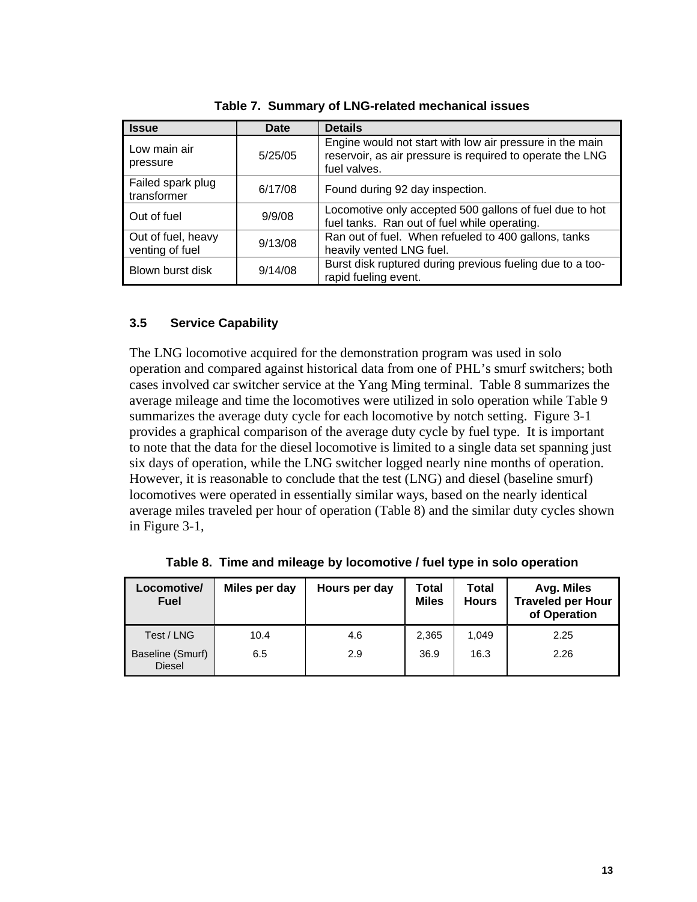**Table 7. Summary of LNG-related mechanical issues**

| Issue | Date | Details |
|---|---|---|
| Low main air pressure | 5/25/05 | Engine would not start with low air pressure in the main reservoir, as air pressure is required to operate the LNG fuel valves. |
| Failed spark plug transformer | 6/17/08 | Found during 92 day inspection. |
| Out of fuel | 9/9/08 | Locomotive only accepted 500 gallons of fuel due to hot fuel tanks. Ran out of fuel while operating. |
| Out of fuel, heavy venting of fuel | 9/13/08 | Ran out of fuel. When refueled to 400 gallons, tanks heavily vented LNG fuel. |
| Blown burst disk | 9/14/08 | Burst disk ruptured during previous fueling due to a too-rapid fueling event. |

### 3.5 Service Capability

The LNG locomotive acquired for the demonstration program was used in solo operation and compared against historical data from one of PHL's smurf switchers; both cases involved car switcher service at the Yang Ming terminal. Table 8 summarizes the average mileage and time the locomotives were utilized in solo operation while Table 9 summarizes the average duty cycle for each locomotive by notch setting. Figure 3-1 provides a graphical comparison of the average duty cycle by fuel type. It is important to note that the data for the diesel locomotive is limited to a single data set spanning just six days of operation, while the LNG switcher logged nearly nine months of operation. However, it is reasonable to conclude that the test (LNG) and diesel (baseline smurf) locomotives were operated in essentially similar ways, based on the nearly identical average miles traveled per hour of operation (Table 8) and the similar duty cycles shown in Figure 3-1,

**Table 8. Time and mileage by locomotive / fuel type in solo operation**

| Locomotive/ Fuel | Miles per day | Hours per day | Total Miles | Total Hours | Avg. Miles Traveled per Hour of Operation |
|---|---|---|---|---|---|
| Test / LNG | 10.4 | 4.6 | 2,365 | 1,049 | 2.25 |
| Baseline (Smurf) Diesel | 6.5 | 2.9 | 36.9 | 16.3 | 2.26 |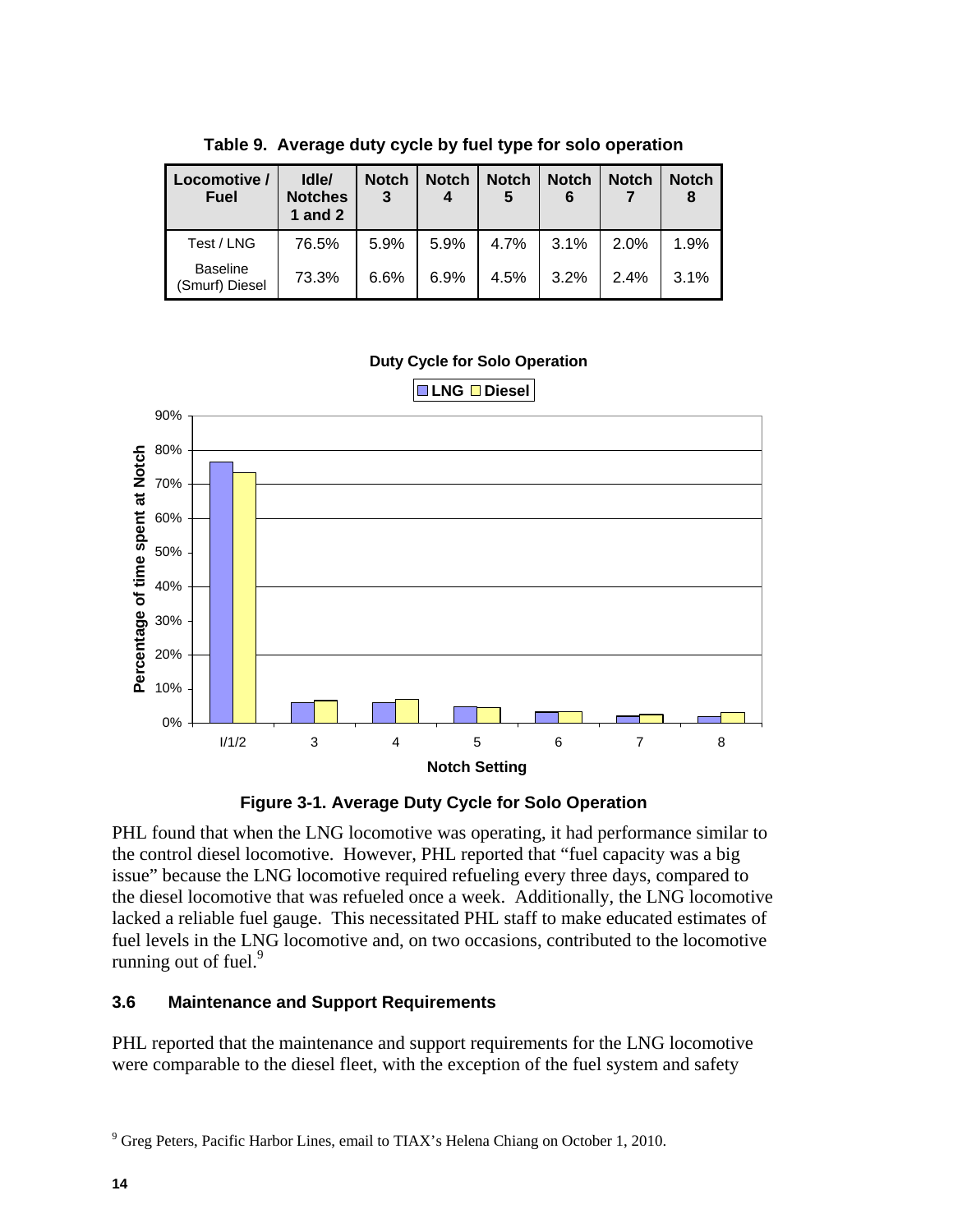**Table 9. Average duty cycle by fuel type for solo operation**

| Locomotive / Fuel | Idle/ Notches 1 and 2 | Notch 3 | Notch 4 | Notch 5 | Notch 6 | Notch 7 | Notch 8 |
|---|---|---|---|---|---|---|---|
| Test / LNG | 76.5% | 5.9% | 5.9% | 4.7% | 3.1% | 2.0% | 1.9% |
| Baseline (Smurf) Diesel | 73.3% | 6.6% | 6.9% | 4.5% | 3.2% | 2.4% | 3.1% |

**Figure 3-1. Average Duty Cycle for Solo Operation**

PHL found that when the LNG locomotive was operating, it had performance similar to the control diesel locomotive. However, PHL reported that "fuel capacity was a big issue" because the LNG locomotive required refueling every three days, compared to the diesel locomotive that was refueled once a week. Additionally, the LNG locomotive lacked a reliable fuel gauge. This necessitated PHL staff to make educated estimates of fuel levels in the LNG locomotive and, on two occasions, contributed to the locomotive running out of fuel.[9]

### 3.6 Maintenance and Support Requirements

PHL reported that the maintenance and support requirements for the LNG locomotive were comparable to the diesel fleet, with the exception of the fuel system and safety

[9] Greg Peters, Pacific Harbor Lines, email to TIAX's Helena Chiang on October 1, 2010.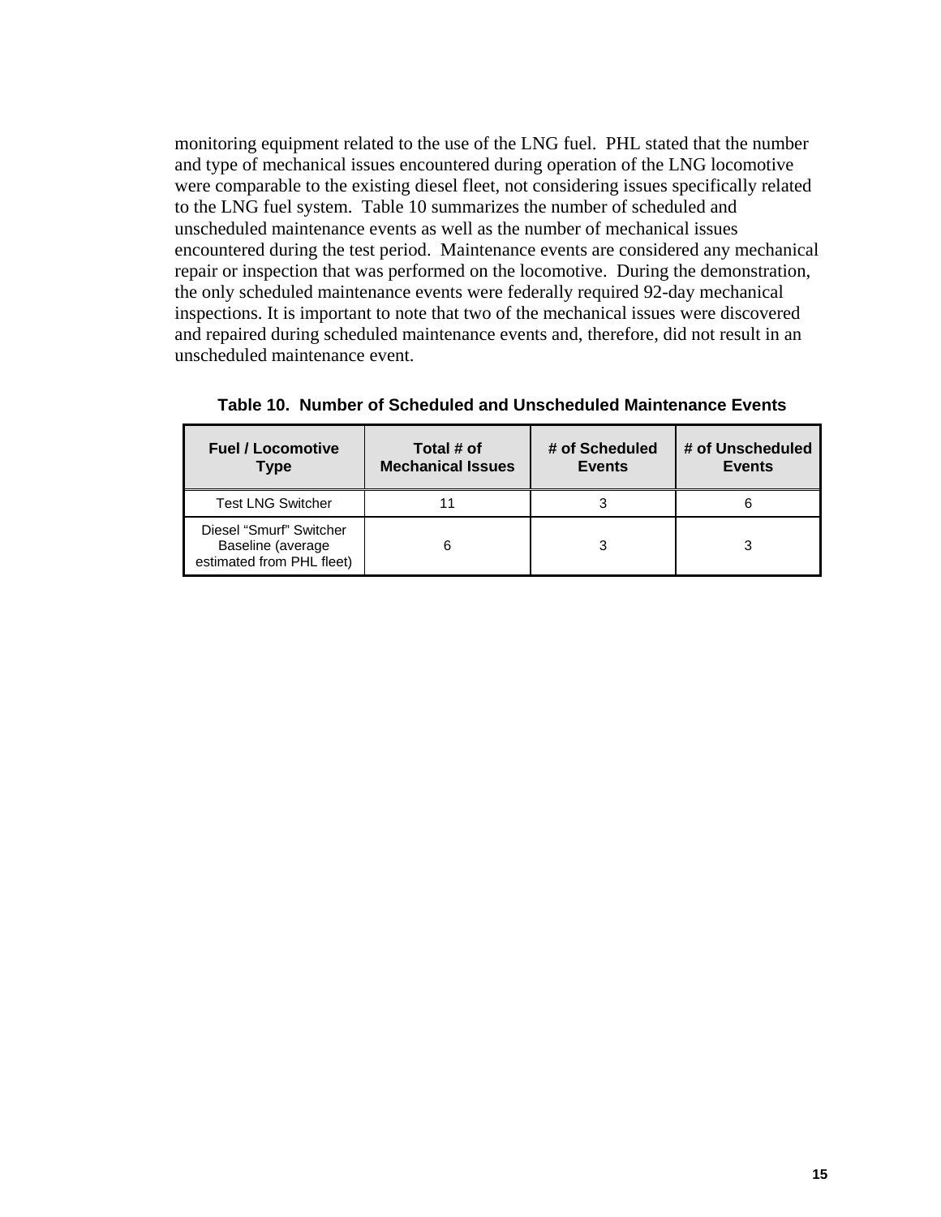monitoring equipment related to the use of the LNG fuel. PHL stated that the number and type of mechanical issues encountered during operation of the LNG locomotive were comparable to the existing diesel fleet, not considering issues specifically related to the LNG fuel system. Table 10 summarizes the number of scheduled and unscheduled maintenance events as well as the number of mechanical issues encountered during the test period. Maintenance events are considered any mechanical repair or inspection that was performed on the locomotive. During the demonstration, the only scheduled maintenance events were federally required 92-day mechanical inspections. It is important to note that two of the mechanical issues were discovered and repaired during scheduled maintenance events and, therefore, did not result in an unscheduled maintenance event.

**Table 10. Number of Scheduled and Unscheduled Maintenance Events**

| Fuel / Locomotive Type | Total # of Mechanical Issues | # of Scheduled Events | # of Unscheduled Events |
|---|---|---|---|
| Test LNG Switcher | 11 | 3 | 6 |
| Diesel "Smurf" Switcher Baseline (average estimated from PHL fleet) | 6 | 3 | 3 |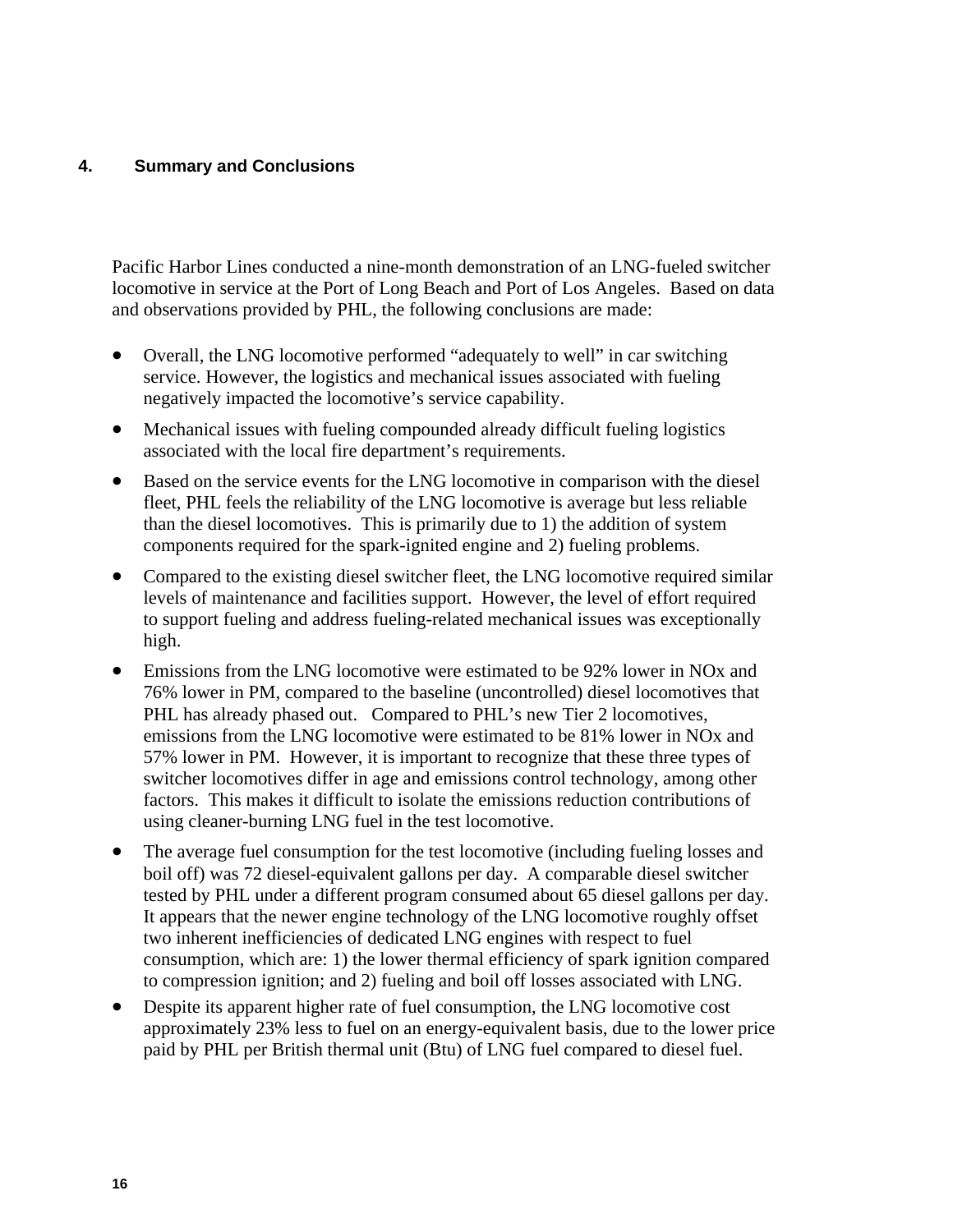## 4. Summary and Conclusions

Pacific Harbor Lines conducted a nine-month demonstration of an LNG-fueled switcher locomotive in service at the Port of Long Beach and Port of Los Angeles. Based on data and observations provided by PHL, the following conclusions are made:

- Overall, the LNG locomotive performed "adequately to well" in car switching service. However, the logistics and mechanical issues associated with fueling negatively impacted the locomotive's service capability.
- Mechanical issues with fueling compounded already difficult fueling logistics associated with the local fire department's requirements.
- Based on the service events for the LNG locomotive in comparison with the diesel fleet, PHL feels the reliability of the LNG locomotive is average but less reliable than the diesel locomotives. This is primarily due to 1) the addition of system components required for the spark-ignited engine and 2) fueling problems.
- Compared to the existing diesel switcher fleet, the LNG locomotive required similar levels of maintenance and facilities support. However, the level of effort required to support fueling and address fueling-related mechanical issues was exceptionally high.
- Emissions from the LNG locomotive were estimated to be 92% lower in NOx and 76% lower in PM, compared to the baseline (uncontrolled) diesel locomotives that PHL has already phased out. Compared to PHL's new Tier 2 locomotives, emissions from the LNG locomotive were estimated to be 81% lower in NOx and 57% lower in PM. However, it is important to recognize that these three types of switcher locomotives differ in age and emissions control technology, among other factors. This makes it difficult to isolate the emissions reduction contributions of using cleaner-burning LNG fuel in the test locomotive.
- The average fuel consumption for the test locomotive (including fueling losses and boil off) was 72 diesel-equivalent gallons per day. A comparable diesel switcher tested by PHL under a different program consumed about 65 diesel gallons per day. It appears that the newer engine technology of the LNG locomotive roughly offset two inherent inefficiencies of dedicated LNG engines with respect to fuel consumption, which are: 1) the lower thermal efficiency of spark ignition compared to compression ignition; and 2) fueling and boil off losses associated with LNG.
- Despite its apparent higher rate of fuel consumption, the LNG locomotive cost approximately 23% less to fuel on an energy-equivalent basis, due to the lower price paid by PHL per British thermal unit (Btu) of LNG fuel compared to diesel fuel.